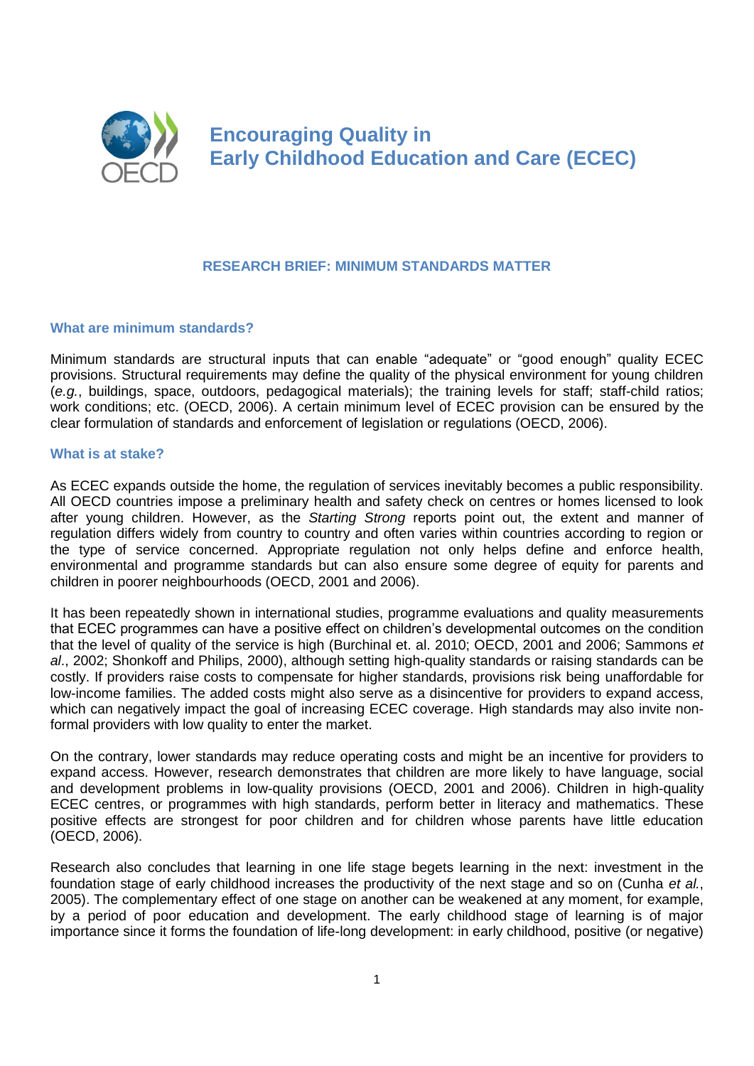# Encouraging Quality in Early Childhood Education and Care (ECEC)

## RESEARCH BRIEF: MINIMUM STANDARDS MATTER

### What are minimum standards?

Minimum standards are structural inputs that can enable "adequate" or "good enough" quality ECEC provisions. Structural requirements may define the quality of the physical environment for young children (*e.g.*, buildings, space, outdoors, pedagogical materials); the training levels for staff; staff-child ratios; work conditions; etc. (OECD, 2006). A certain minimum level of ECEC provision can be ensured by the clear formulation of standards and enforcement of legislation or regulations (OECD, 2006).

### What is at stake?

As ECEC expands outside the home, the regulation of services inevitably becomes a public responsibility. All OECD countries impose a preliminary health and safety check on centres or homes licensed to look after young children. However, as the *Starting Strong* reports point out, the extent and manner of regulation differs widely from country to country and often varies within countries according to region or the type of service concerned. Appropriate regulation not only helps define and enforce health, environmental and programme standards but can also ensure some degree of equity for parents and children in poorer neighbourhoods (OECD, 2001 and 2006).

It has been repeatedly shown in international studies, programme evaluations and quality measurements that ECEC programmes can have a positive effect on children's developmental outcomes on the condition that the level of quality of the service is high (Burchinal et. al. 2010; OECD, 2001 and 2006; Sammons *et al*., 2002; Shonkoff and Philips, 2000), although setting high-quality standards or raising standards can be costly. If providers raise costs to compensate for higher standards, provisions risk being unaffordable for low-income families. The added costs might also serve as a disincentive for providers to expand access, which can negatively impact the goal of increasing ECEC coverage. High standards may also invite non-formal providers with low quality to enter the market.

On the contrary, lower standards may reduce operating costs and might be an incentive for providers to expand access. However, research demonstrates that children are more likely to have language, social and development problems in low-quality provisions (OECD, 2001 and 2006). Children in high-quality ECEC centres, or programmes with high standards, perform better in literacy and mathematics. These positive effects are strongest for poor children and for children whose parents have little education (OECD, 2006).

Research also concludes that learning in one life stage begets learning in the next: investment in the foundation stage of early childhood increases the productivity of the next stage and so on (Cunha *et al.*, 2005). The complementary effect of one stage on another can be weakened at any moment, for example, by a period of poor education and development. The early childhood stage of learning is of major importance since it forms the foundation of life-long development: in early childhood, positive (or negative)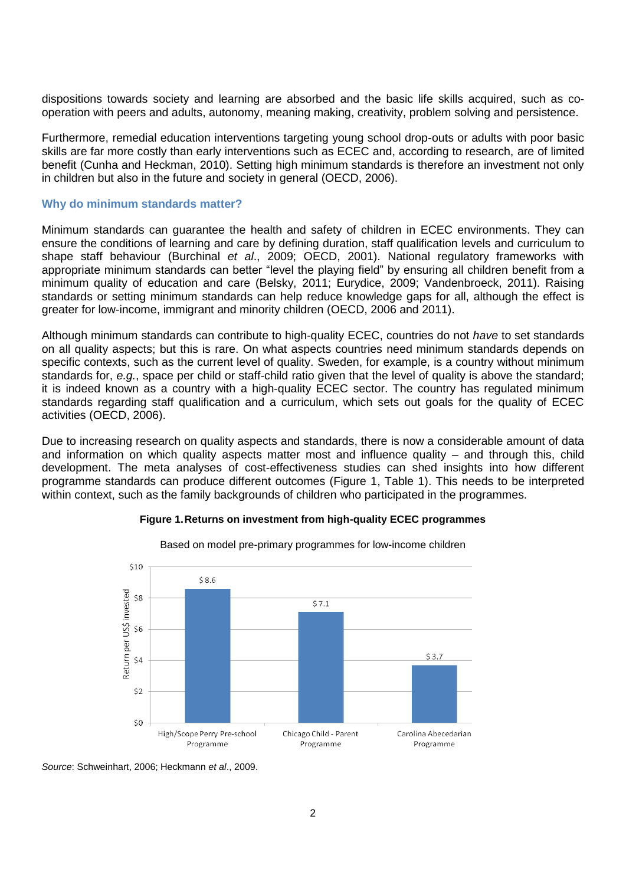dispositions towards society and learning are absorbed and the basic life skills acquired, such as co-operation with peers and adults, autonomy, meaning making, creativity, problem solving and persistence.

Furthermore, remedial education interventions targeting young school drop-outs or adults with poor basic skills are far more costly than early interventions such as ECEC and, according to research, are of limited benefit (Cunha and Heckman, 2010). Setting high minimum standards is therefore an investment not only in children but also in the future and society in general (OECD, 2006).

### Why do minimum standards matter?

Minimum standards can guarantee the health and safety of children in ECEC environments. They can ensure the conditions of learning and care by defining duration, staff qualification levels and curriculum to shape staff behaviour (Burchinal *et al*., 2009; OECD, 2001). National regulatory frameworks with appropriate minimum standards can better "level the playing field" by ensuring all children benefit from a minimum quality of education and care (Belsky, 2011; Eurydice, 2009; Vandenbroeck, 2011). Raising standards or setting minimum standards can help reduce knowledge gaps for all, although the effect is greater for low-income, immigrant and minority children (OECD, 2006 and 2011).

Although minimum standards can contribute to high-quality ECEC, countries do not *have* to set standards on all quality aspects; but this is rare. On what aspects countries need minimum standards depends on specific contexts, such as the current level of quality. Sweden, for example, is a country without minimum standards for, *e.g.*, space per child or staff-child ratio given that the level of quality is above the standard; it is indeed known as a country with a high-quality ECEC sector. The country has regulated minimum standards regarding staff qualification and a curriculum, which sets out goals for the quality of ECEC activities (OECD, 2006).

Due to increasing research on quality aspects and standards, there is now a considerable amount of data and information on which quality aspects matter most and influence quality – and through this, child development. The meta analyses of cost-effectiveness studies can shed insights into how different programme standards can produce different outcomes (Figure 1, Table 1). This needs to be interpreted within context, such as the family backgrounds of children who participated in the programmes.

**Figure 1. Returns on investment from high-quality ECEC programmes**

Based on model pre-primary programmes for low-income children

| Programme | Return per US$ invested |
|---|---|
| High/Scope Perry Pre-school Programme | $ 8.6 |
| Chicago Child - Parent Programme | $ 7.1 |
| Carolina Abecedarian Programme | $ 3.7 |

*Source*: Schweinhart, 2006; Heckmann *et al*., 2009.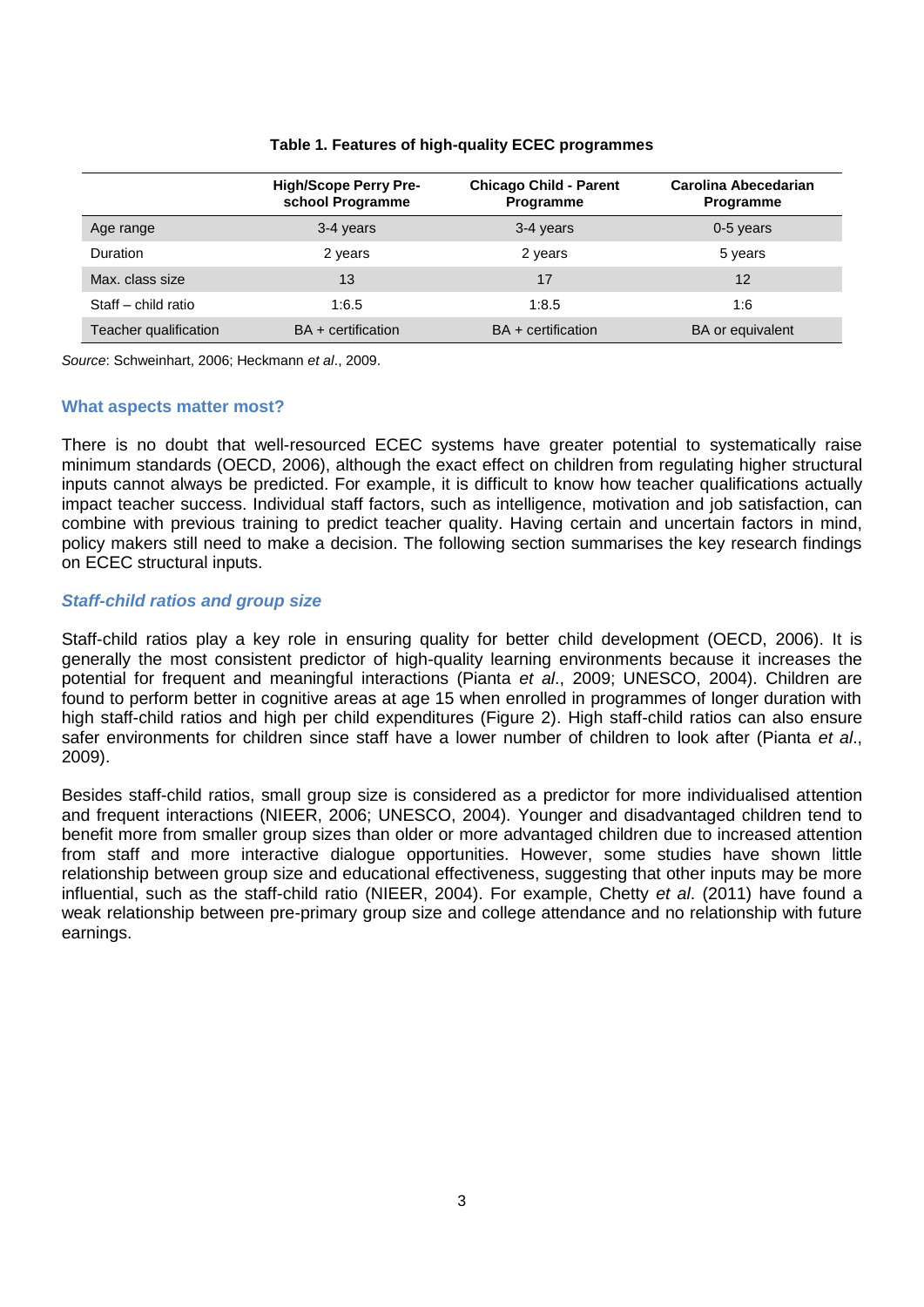**Table 1. Features of high-quality ECEC programmes**

| | High/Scope Perry Pre-school Programme | Chicago Child - Parent Programme | Carolina Abecedarian Programme |
|---|---|---|---|
| Age range | 3-4 years | 3-4 years | 0-5 years |
| Duration | 2 years | 2 years | 5 years |
| Max. class size | 13 | 17 | 12 |
| Staff – child ratio | 1:6.5 | 1:8.5 | 1:6 |
| Teacher qualification | BA + certification | BA + certification | BA or equivalent |

*Source*: Schweinhart, 2006; Heckmann *et al*., 2009.

## What aspects matter most?

There is no doubt that well-resourced ECEC systems have greater potential to systematically raise minimum standards (OECD, 2006), although the exact effect on children from regulating higher structural inputs cannot always be predicted. For example, it is difficult to know how teacher qualifications actually impact teacher success. Individual staff factors, such as intelligence, motivation and job satisfaction, can combine with previous training to predict teacher quality. Having certain and uncertain factors in mind, policy makers still need to make a decision. The following section summarises the key research findings on ECEC structural inputs.

### *Staff-child ratios and group size*

Staff-child ratios play a key role in ensuring quality for better child development (OECD, 2006). It is generally the most consistent predictor of high-quality learning environments because it increases the potential for frequent and meaningful interactions (Pianta *et al*., 2009; UNESCO, 2004). Children are found to perform better in cognitive areas at age 15 when enrolled in programmes of longer duration with high staff-child ratios and high per child expenditures (Figure 2). High staff-child ratios can also ensure safer environments for children since staff have a lower number of children to look after (Pianta *et al*., 2009).

Besides staff-child ratios, small group size is considered as a predictor for more individualised attention and frequent interactions (NIEER, 2006; UNESCO, 2004). Younger and disadvantaged children tend to benefit more from smaller group sizes than older or more advantaged children due to increased attention from staff and more interactive dialogue opportunities. However, some studies have shown little relationship between group size and educational effectiveness, suggesting that other inputs may be more influential, such as the staff-child ratio (NIEER, 2004). For example, Chetty *et al*. (2011) have found a weak relationship between pre-primary group size and college attendance and no relationship with future earnings.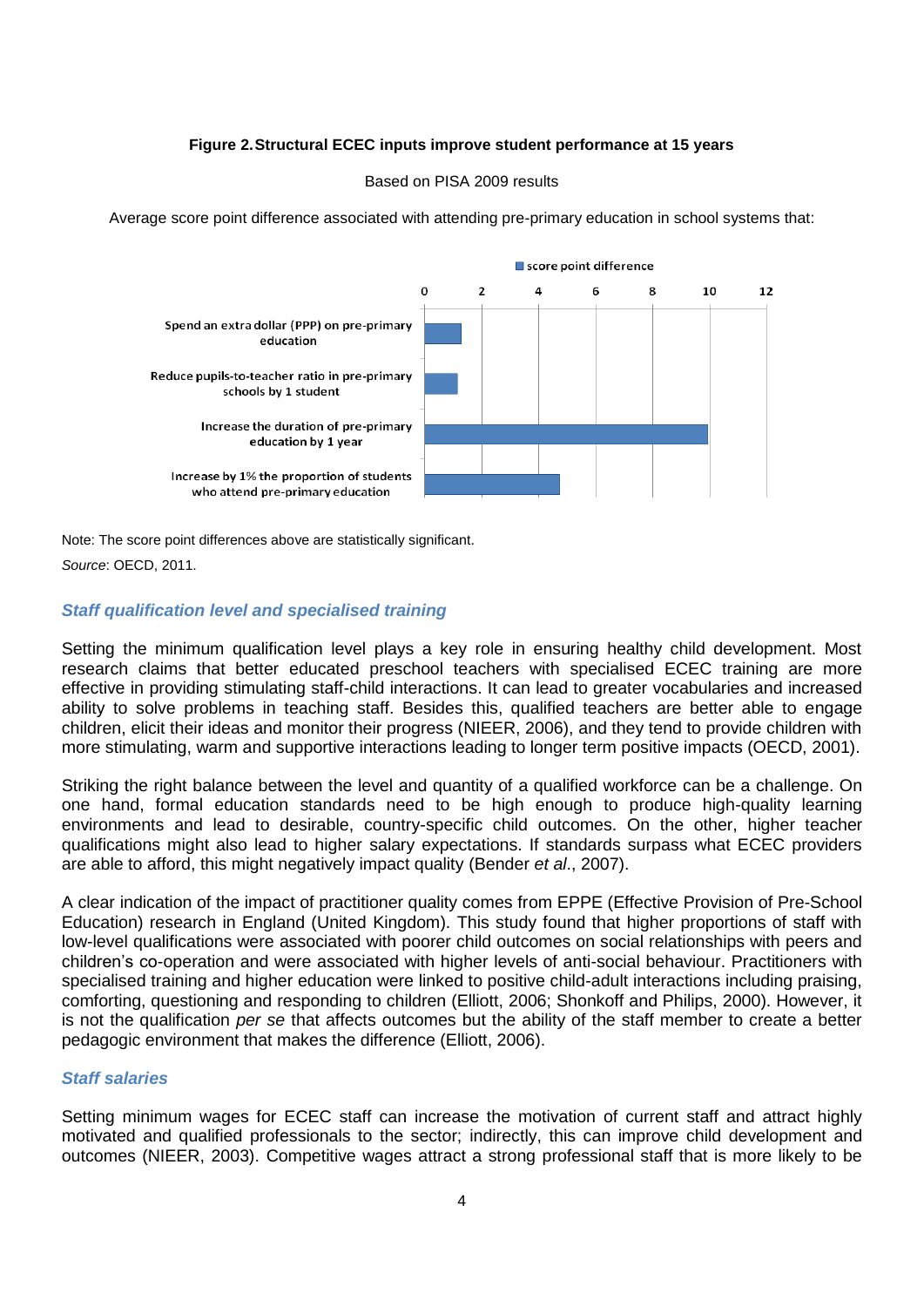**Figure 2. Structural ECEC inputs improve student performance at 15 years**

Based on PISA 2009 results

Average score point difference associated with attending pre-primary education in school systems that:

Note: The score point differences above are statistically significant.

*Source*: OECD, 2011.

### *Staff qualification level and specialised training*

Setting the minimum qualification level plays a key role in ensuring healthy child development. Most research claims that better educated preschool teachers with specialised ECEC training are more effective in providing stimulating staff-child interactions. It can lead to greater vocabularies and increased ability to solve problems in teaching staff. Besides this, qualified teachers are better able to engage children, elicit their ideas and monitor their progress (NIEER, 2006), and they tend to provide children with more stimulating, warm and supportive interactions leading to longer term positive impacts (OECD, 2001).

Striking the right balance between the level and quantity of a qualified workforce can be a challenge. On one hand, formal education standards need to be high enough to produce high-quality learning environments and lead to desirable, country-specific child outcomes. On the other, higher teacher qualifications might also lead to higher salary expectations. If standards surpass what ECEC providers are able to afford, this might negatively impact quality (Bender *et al*., 2007).

A clear indication of the impact of practitioner quality comes from EPPE (Effective Provision of Pre-School Education) research in England (United Kingdom). This study found that higher proportions of staff with low-level qualifications were associated with poorer child outcomes on social relationships with peers and children's co-operation and were associated with higher levels of anti-social behaviour. Practitioners with specialised training and higher education were linked to positive child-adult interactions including praising, comforting, questioning and responding to children (Elliott, 2006; Shonkoff and Philips, 2000). However, it is not the qualification *per se* that affects outcomes but the ability of the staff member to create a better pedagogic environment that makes the difference (Elliott, 2006).

### *Staff salaries*

Setting minimum wages for ECEC staff can increase the motivation of current staff and attract highly motivated and qualified professionals to the sector; indirectly, this can improve child development and outcomes (NIEER, 2003). Competitive wages attract a strong professional staff that is more likely to be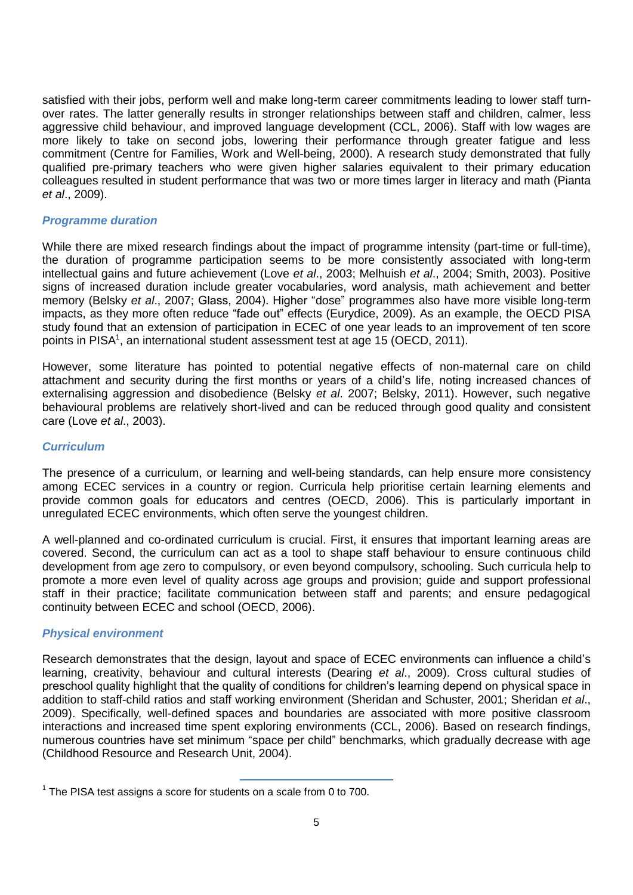satisfied with their jobs, perform well and make long-term career commitments leading to lower staff turn-over rates. The latter generally results in stronger relationships between staff and children, calmer, less aggressive child behaviour, and improved language development (CCL, 2006). Staff with low wages are more likely to take on second jobs, lowering their performance through greater fatigue and less commitment (Centre for Families, Work and Well-being, 2000). A research study demonstrated that fully qualified pre-primary teachers who were given higher salaries equivalent to their primary education colleagues resulted in student performance that was two or more times larger in literacy and math (Pianta *et al*., 2009).

### *Programme duration*

While there are mixed research findings about the impact of programme intensity (part-time or full-time), the duration of programme participation seems to be more consistently associated with long-term intellectual gains and future achievement (Love *et al*., 2003; Melhuish *et al*., 2004; Smith, 2003). Positive signs of increased duration include greater vocabularies, word analysis, math achievement and better memory (Belsky *et al*., 2007; Glass, 2004). Higher "dose" programmes also have more visible long-term impacts, as they more often reduce "fade out" effects (Eurydice, 2009). As an example, the OECD PISA study found that an extension of participation in ECEC of one year leads to an improvement of ten score points in PISA[1], an international student assessment test at age 15 (OECD, 2011).

However, some literature has pointed to potential negative effects of non-maternal care on child attachment and security during the first months or years of a child's life, noting increased chances of externalising aggression and disobedience (Belsky *et al*. 2007; Belsky, 2011). However, such negative behavioural problems are relatively short-lived and can be reduced through good quality and consistent care (Love *et al*., 2003).

### *Curriculum*

The presence of a curriculum, or learning and well-being standards, can help ensure more consistency among ECEC services in a country or region. Curricula help prioritise certain learning elements and provide common goals for educators and centres (OECD, 2006). This is particularly important in unregulated ECEC environments, which often serve the youngest children.

A well-planned and co-ordinated curriculum is crucial. First, it ensures that important learning areas are covered. Second, the curriculum can act as a tool to shape staff behaviour to ensure continuous child development from age zero to compulsory, or even beyond compulsory, schooling. Such curricula help to promote a more even level of quality across age groups and provision; guide and support professional staff in their practice; facilitate communication between staff and parents; and ensure pedagogical continuity between ECEC and school (OECD, 2006).

### *Physical environment*

Research demonstrates that the design, layout and space of ECEC environments can influence a child's learning, creativity, behaviour and cultural interests (Dearing *et al*., 2009). Cross cultural studies of preschool quality highlight that the quality of conditions for children's learning depend on physical space in addition to staff-child ratios and staff working environment (Sheridan and Schuster, 2001; Sheridan *et al*., 2009). Specifically, well-defined spaces and boundaries are associated with more positive classroom interactions and increased time spent exploring environments (CCL, 2006). Based on research findings, numerous countries have set minimum "space per child" benchmarks, which gradually decrease with age (Childhood Resource and Research Unit, 2004).

---

[1] The PISA test assigns a score for students on a scale from 0 to 700.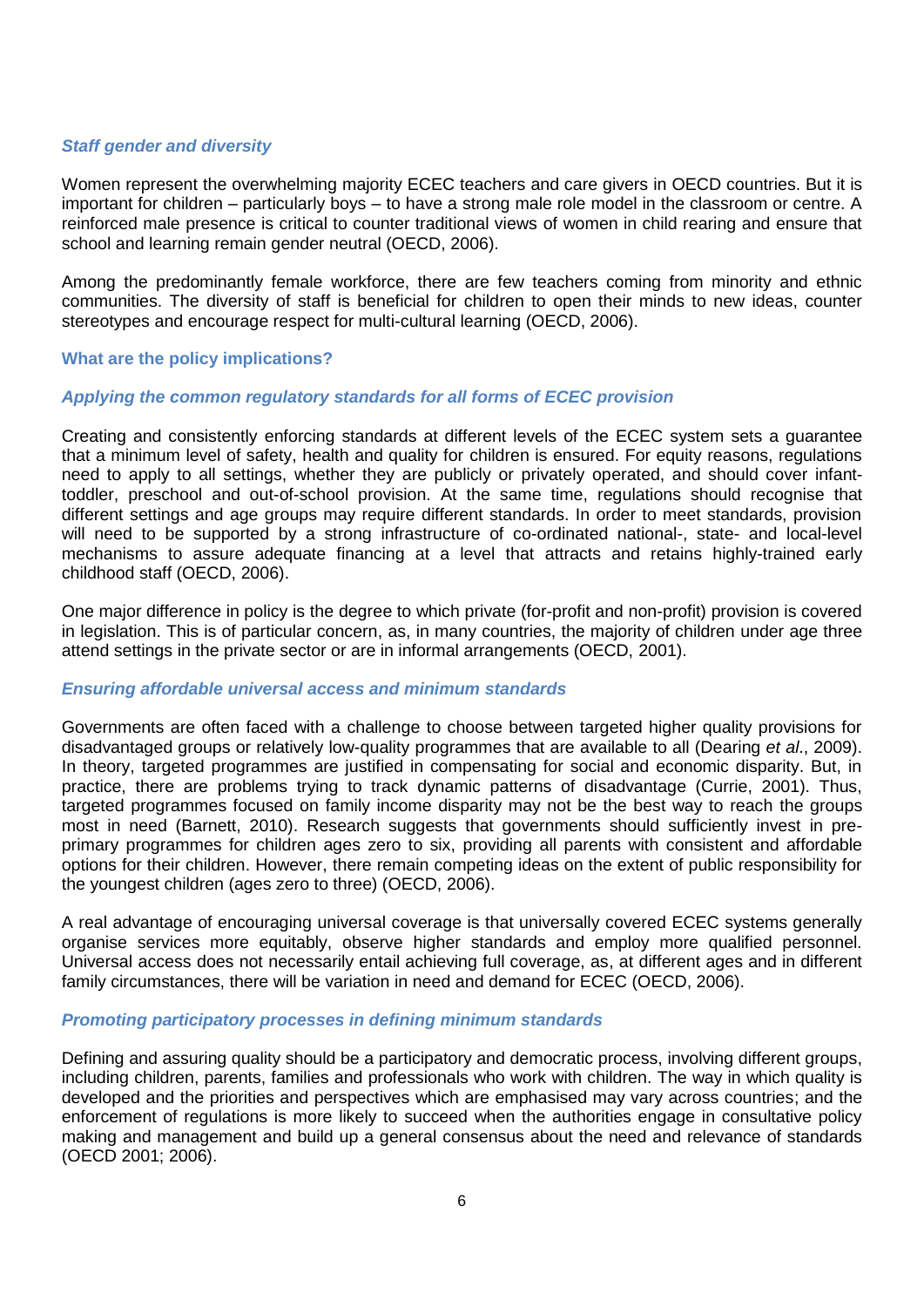### *Staff gender and diversity*

Women represent the overwhelming majority ECEC teachers and care givers in OECD countries. But it is important for children – particularly boys – to have a strong male role model in the classroom or centre. A reinforced male presence is critical to counter traditional views of women in child rearing and ensure that school and learning remain gender neutral (OECD, 2006).

Among the predominantly female workforce, there are few teachers coming from minority and ethnic communities. The diversity of staff is beneficial for children to open their minds to new ideas, counter stereotypes and encourage respect for multi-cultural learning (OECD, 2006).

## What are the policy implications?

### *Applying the common regulatory standards for all forms of ECEC provision*

Creating and consistently enforcing standards at different levels of the ECEC system sets a guarantee that a minimum level of safety, health and quality for children is ensured. For equity reasons, regulations need to apply to all settings, whether they are publicly or privately operated, and should cover infant-toddler, preschool and out-of-school provision. At the same time, regulations should recognise that different settings and age groups may require different standards. In order to meet standards, provision will need to be supported by a strong infrastructure of co-ordinated national-, state- and local-level mechanisms to assure adequate financing at a level that attracts and retains highly-trained early childhood staff (OECD, 2006).

One major difference in policy is the degree to which private (for-profit and non-profit) provision is covered in legislation. This is of particular concern, as, in many countries, the majority of children under age three attend settings in the private sector or are in informal arrangements (OECD, 2001).

### *Ensuring affordable universal access and minimum standards*

Governments are often faced with a challenge to choose between targeted higher quality provisions for disadvantaged groups or relatively low-quality programmes that are available to all (Dearing *et al*., 2009). In theory, targeted programmes are justified in compensating for social and economic disparity. But, in practice, there are problems trying to track dynamic patterns of disadvantage (Currie, 2001). Thus, targeted programmes focused on family income disparity may not be the best way to reach the groups most in need (Barnett, 2010). Research suggests that governments should sufficiently invest in pre-primary programmes for children ages zero to six, providing all parents with consistent and affordable options for their children. However, there remain competing ideas on the extent of public responsibility for the youngest children (ages zero to three) (OECD, 2006).

A real advantage of encouraging universal coverage is that universally covered ECEC systems generally organise services more equitably, observe higher standards and employ more qualified personnel. Universal access does not necessarily entail achieving full coverage, as, at different ages and in different family circumstances, there will be variation in need and demand for ECEC (OECD, 2006).

### *Promoting participatory processes in defining minimum standards*

Defining and assuring quality should be a participatory and democratic process, involving different groups, including children, parents, families and professionals who work with children. The way in which quality is developed and the priorities and perspectives which are emphasised may vary across countries; and the enforcement of regulations is more likely to succeed when the authorities engage in consultative policy making and management and build up a general consensus about the need and relevance of standards (OECD 2001; 2006).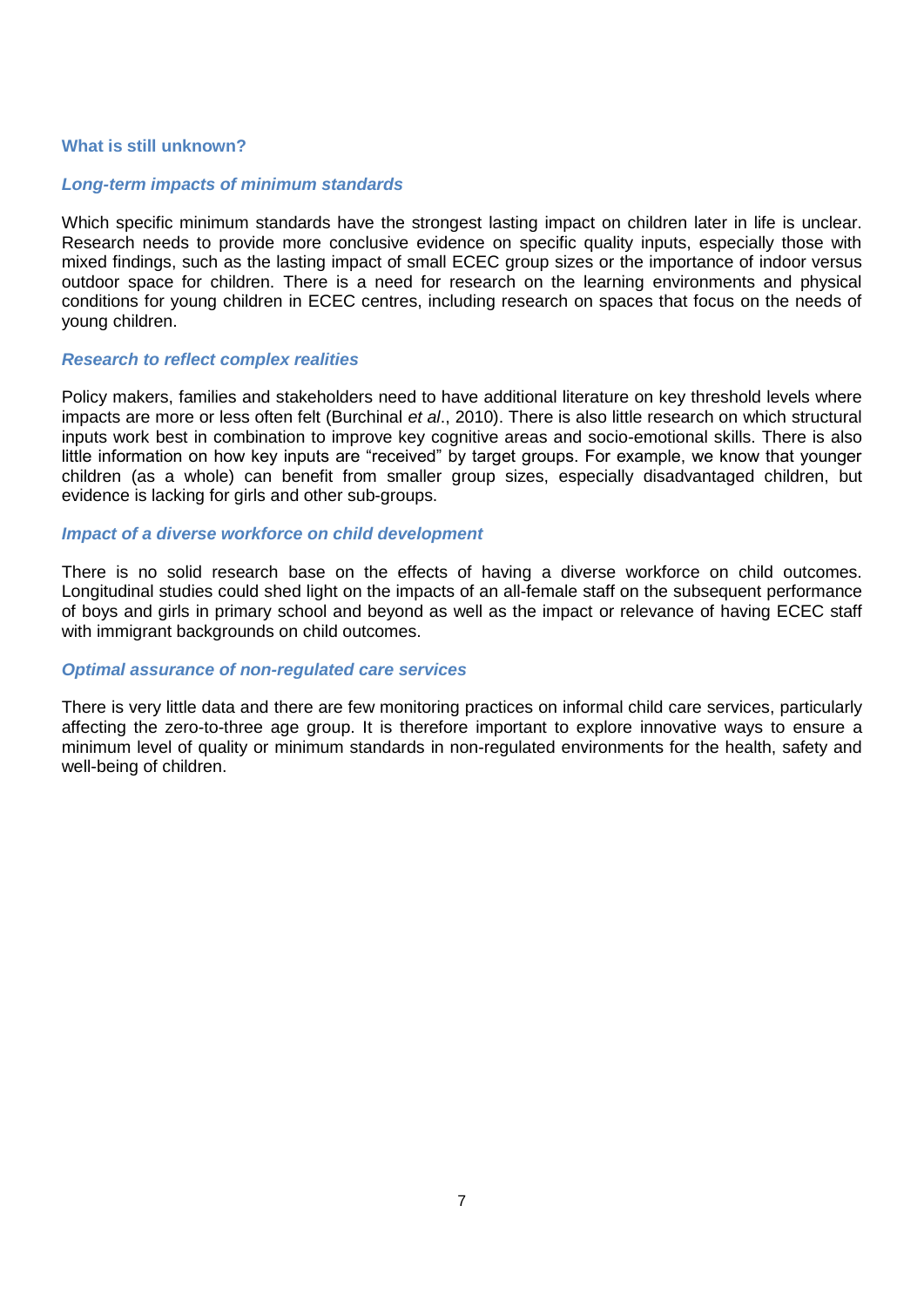## What is still unknown?

### *Long-term impacts of minimum standards*

Which specific minimum standards have the strongest lasting impact on children later in life is unclear. Research needs to provide more conclusive evidence on specific quality inputs, especially those with mixed findings, such as the lasting impact of small ECEC group sizes or the importance of indoor versus outdoor space for children. There is a need for research on the learning environments and physical conditions for young children in ECEC centres, including research on spaces that focus on the needs of young children.

### *Research to reflect complex realities*

Policy makers, families and stakeholders need to have additional literature on key threshold levels where impacts are more or less often felt (Burchinal *et al*., 2010). There is also little research on which structural inputs work best in combination to improve key cognitive areas and socio-emotional skills. There is also little information on how key inputs are "received" by target groups. For example, we know that younger children (as a whole) can benefit from smaller group sizes, especially disadvantaged children, but evidence is lacking for girls and other sub-groups.

### *Impact of a diverse workforce on child development*

There is no solid research base on the effects of having a diverse workforce on child outcomes. Longitudinal studies could shed light on the impacts of an all-female staff on the subsequent performance of boys and girls in primary school and beyond as well as the impact or relevance of having ECEC staff with immigrant backgrounds on child outcomes.

### *Optimal assurance of non-regulated care services*

There is very little data and there are few monitoring practices on informal child care services, particularly affecting the zero-to-three age group. It is therefore important to explore innovative ways to ensure a minimum level of quality or minimum standards in non-regulated environments for the health, safety and well-being of children.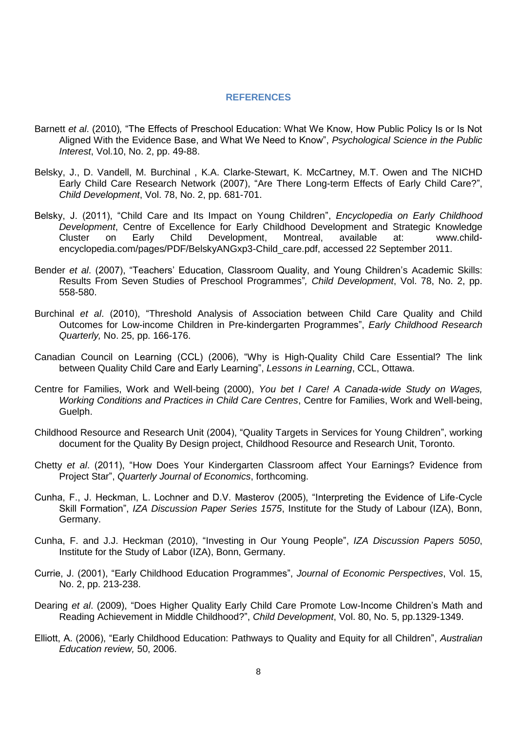## REFERENCES

Barnett *et al*. (2010), "The Effects of Preschool Education: What We Know, How Public Policy Is or Is Not Aligned With the Evidence Base, and What We Need to Know", *Psychological Science in the Public Interest*, Vol.10, No. 2, pp. 49-88.

Belsky, J., D. Vandell, M. Burchinal , K.A. Clarke-Stewart, K. McCartney, M.T. Owen and The NICHD Early Child Care Research Network (2007), "Are There Long-term Effects of Early Child Care?", *Child Development*, Vol. 78, No. 2, pp. 681-701.

Belsky, J. (2011), "Child Care and Its Impact on Young Children", *Encyclopedia on Early Childhood Development*, Centre of Excellence for Early Childhood Development and Strategic Knowledge Cluster on Early Child Development, Montreal, available at: www.child-encyclopedia.com/pages/PDF/BelskyANGxp3-Child_care.pdf, accessed 22 September 2011.

Bender *et al*. (2007), "Teachers' Education, Classroom Quality, and Young Children's Academic Skills: Results From Seven Studies of Preschool Programmes"*, Child Development*, Vol. 78, No. 2, pp. 558-580.

Burchinal *et al*. (2010), "Threshold Analysis of Association between Child Care Quality and Child Outcomes for Low-income Children in Pre-kindergarten Programmes", *Early Childhood Research Quarterly,* No. 25, pp. 166-176.

Canadian Council on Learning (CCL) (2006), "Why is High-Quality Child Care Essential? The link between Quality Child Care and Early Learning", *Lessons in Learning*, CCL, Ottawa.

Centre for Families, Work and Well-being (2000), *You bet I Care! A Canada-wide Study on Wages, Working Conditions and Practices in Child Care Centres*, Centre for Families, Work and Well-being, Guelph.

Childhood Resource and Research Unit (2004), "Quality Targets in Services for Young Children", working document for the Quality By Design project, Childhood Resource and Research Unit, Toronto.

Chetty *et al*. (2011), "How Does Your Kindergarten Classroom affect Your Earnings? Evidence from Project Star", *Quarterly Journal of Economics*, forthcoming.

Cunha, F., J. Heckman, L. Lochner and D.V. Masterov (2005), "Interpreting the Evidence of Life-Cycle Skill Formation", *IZA Discussion Paper Series 1575*, Institute for the Study of Labour (IZA), Bonn, Germany.

Cunha, F. and J.J. Heckman (2010), "Investing in Our Young People", *IZA Discussion Papers 5050*, Institute for the Study of Labor (IZA), Bonn, Germany.

Currie, J. (2001), "Early Childhood Education Programmes", *Journal of Economic Perspectives*, Vol. 15, No. 2, pp. 213-238.

Dearing *et al*. (2009), "Does Higher Quality Early Child Care Promote Low-Income Children's Math and Reading Achievement in Middle Childhood?", *Child Development*, Vol. 80, No. 5, pp.1329-1349.

Elliott, A. (2006), "Early Childhood Education: Pathways to Quality and Equity for all Children", *Australian Education review,* 50, 2006.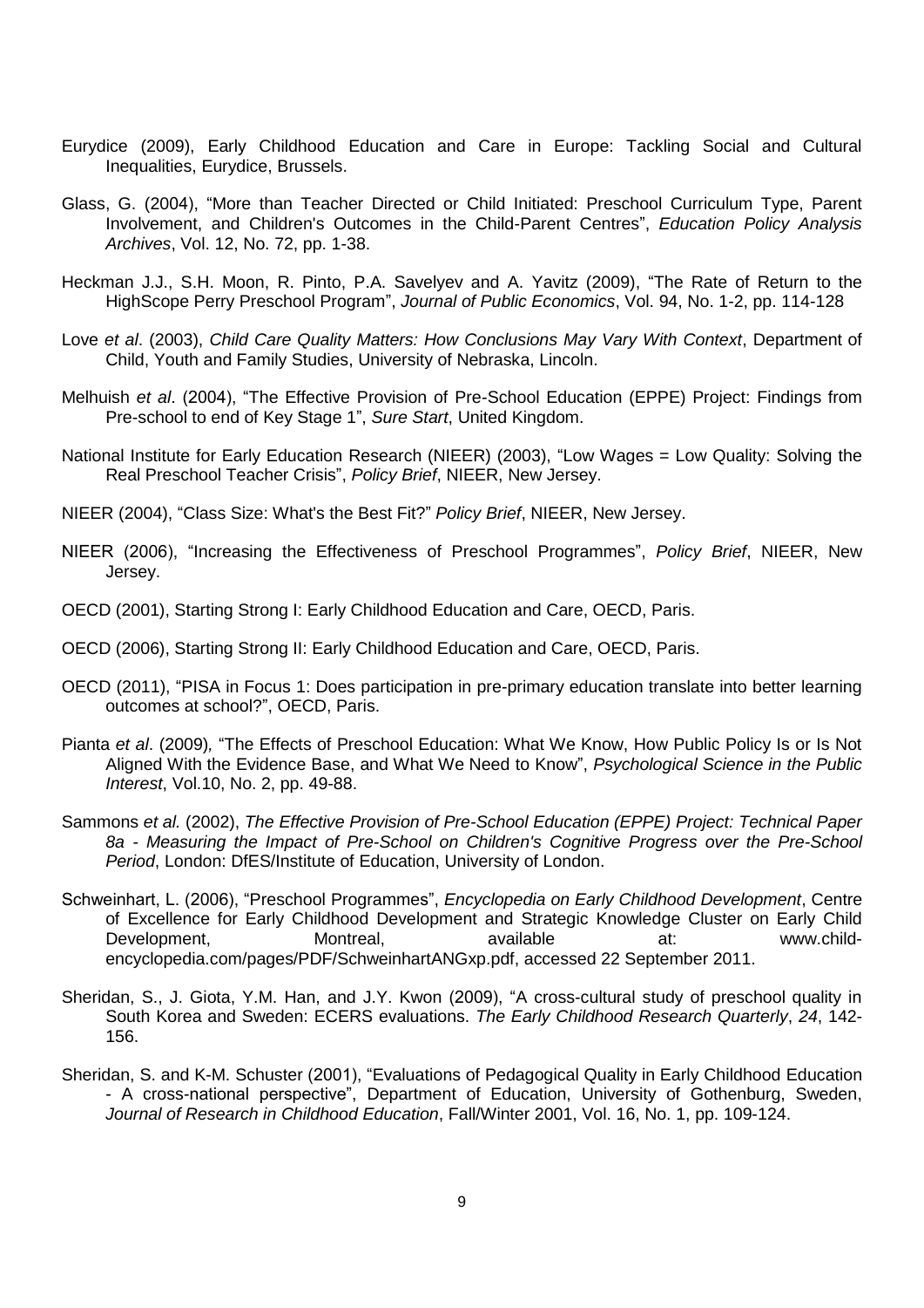Eurydice (2009), Early Childhood Education and Care in Europe: Tackling Social and Cultural Inequalities, Eurydice, Brussels.

Glass, G. (2004), "More than Teacher Directed or Child Initiated: Preschool Curriculum Type, Parent Involvement, and Children's Outcomes in the Child-Parent Centres", *Education Policy Analysis Archives*, Vol. 12, No. 72, pp. 1-38.

Heckman J.J., S.H. Moon, R. Pinto, P.A. Savelyev and A. Yavitz (2009), "The Rate of Return to the HighScope Perry Preschool Program", *Journal of Public Economics*, Vol. 94, No. 1-2, pp. 114-128

Love *et al*. (2003), *Child Care Quality Matters: How Conclusions May Vary With Context*, Department of Child, Youth and Family Studies, University of Nebraska, Lincoln.

Melhuish *et al*. (2004), "The Effective Provision of Pre-School Education (EPPE) Project: Findings from Pre-school to end of Key Stage 1", *Sure Start*, United Kingdom.

National Institute for Early Education Research (NIEER) (2003), "Low Wages = Low Quality: Solving the Real Preschool Teacher Crisis", *Policy Brief*, NIEER, New Jersey.

NIEER (2004), "Class Size: What's the Best Fit?" *Policy Brief*, NIEER, New Jersey.

NIEER (2006), "Increasing the Effectiveness of Preschool Programmes", *Policy Brief*, NIEER, New Jersey.

OECD (2001), Starting Strong I: Early Childhood Education and Care, OECD, Paris.

OECD (2006), Starting Strong II: Early Childhood Education and Care, OECD, Paris.

OECD (2011), "PISA in Focus 1: Does participation in pre-primary education translate into better learning outcomes at school?", OECD, Paris.

Pianta *et al*. (2009), "The Effects of Preschool Education: What We Know, How Public Policy Is or Is Not Aligned With the Evidence Base, and What We Need to Know", *Psychological Science in the Public Interest*, Vol.10, No. 2, pp. 49-88.

Sammons *et al.* (2002), *The Effective Provision of Pre-School Education (EPPE) Project: Technical Paper 8a - Measuring the Impact of Pre-School on Children's Cognitive Progress over the Pre-School Period*, London: DfES/Institute of Education, University of London.

Schweinhart, L. (2006), "Preschool Programmes", *Encyclopedia on Early Childhood Development*, Centre of Excellence for Early Childhood Development and Strategic Knowledge Cluster on Early Child Development, Montreal, available at: www.child-encyclopedia.com/pages/PDF/SchweinhartANGxp.pdf, accessed 22 September 2011.

Sheridan, S., J. Giota, Y.M. Han, and J.Y. Kwon (2009), "A cross-cultural study of preschool quality in South Korea and Sweden: ECERS evaluations. *The Early Childhood Research Quarterly*, *24*, 142-156.

Sheridan, S. and K-M. Schuster (2001), "Evaluations of Pedagogical Quality in Early Childhood Education - A cross-national perspective", Department of Education, University of Gothenburg, Sweden, *Journal of Research in Childhood Education*, Fall/Winter 2001, Vol. 16, No. 1, pp. 109-124.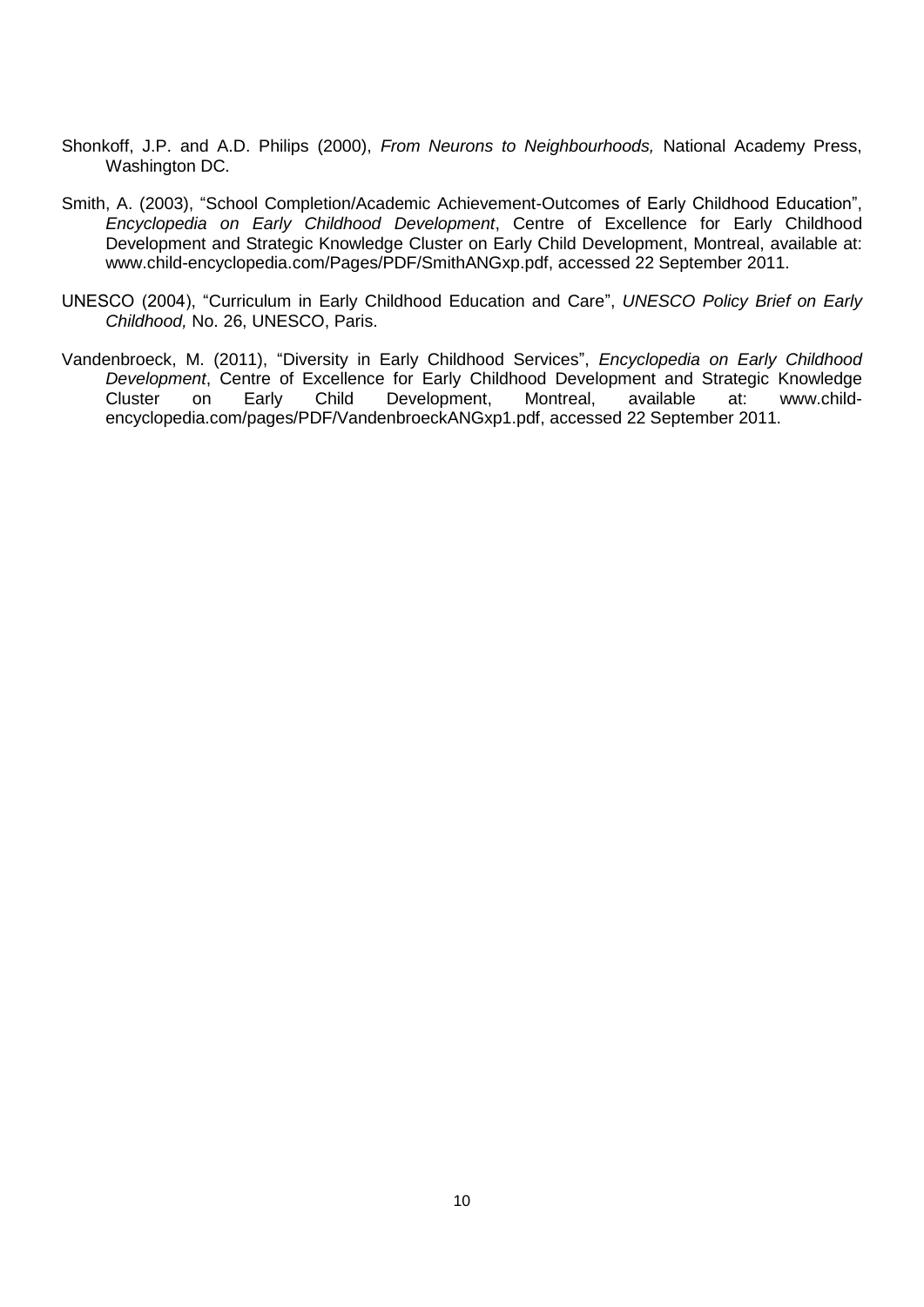Shonkoff, J.P. and A.D. Philips (2000), *From Neurons to Neighbourhoods,* National Academy Press, Washington DC.

Smith, A. (2003), "School Completion/Academic Achievement-Outcomes of Early Childhood Education", *Encyclopedia on Early Childhood Development*, Centre of Excellence for Early Childhood Development and Strategic Knowledge Cluster on Early Child Development, Montreal, available at: www.child-encyclopedia.com/Pages/PDF/SmithANGxp.pdf, accessed 22 September 2011.

UNESCO (2004), "Curriculum in Early Childhood Education and Care", *UNESCO Policy Brief on Early Childhood,* No. 26, UNESCO, Paris.

Vandenbroeck, M. (2011), "Diversity in Early Childhood Services", *Encyclopedia on Early Childhood Development*, Centre of Excellence for Early Childhood Development and Strategic Knowledge Cluster on Early Child Development, Montreal, available at: www.child-encyclopedia.com/pages/PDF/VandenbroeckANGxp1.pdf, accessed 22 September 2011.